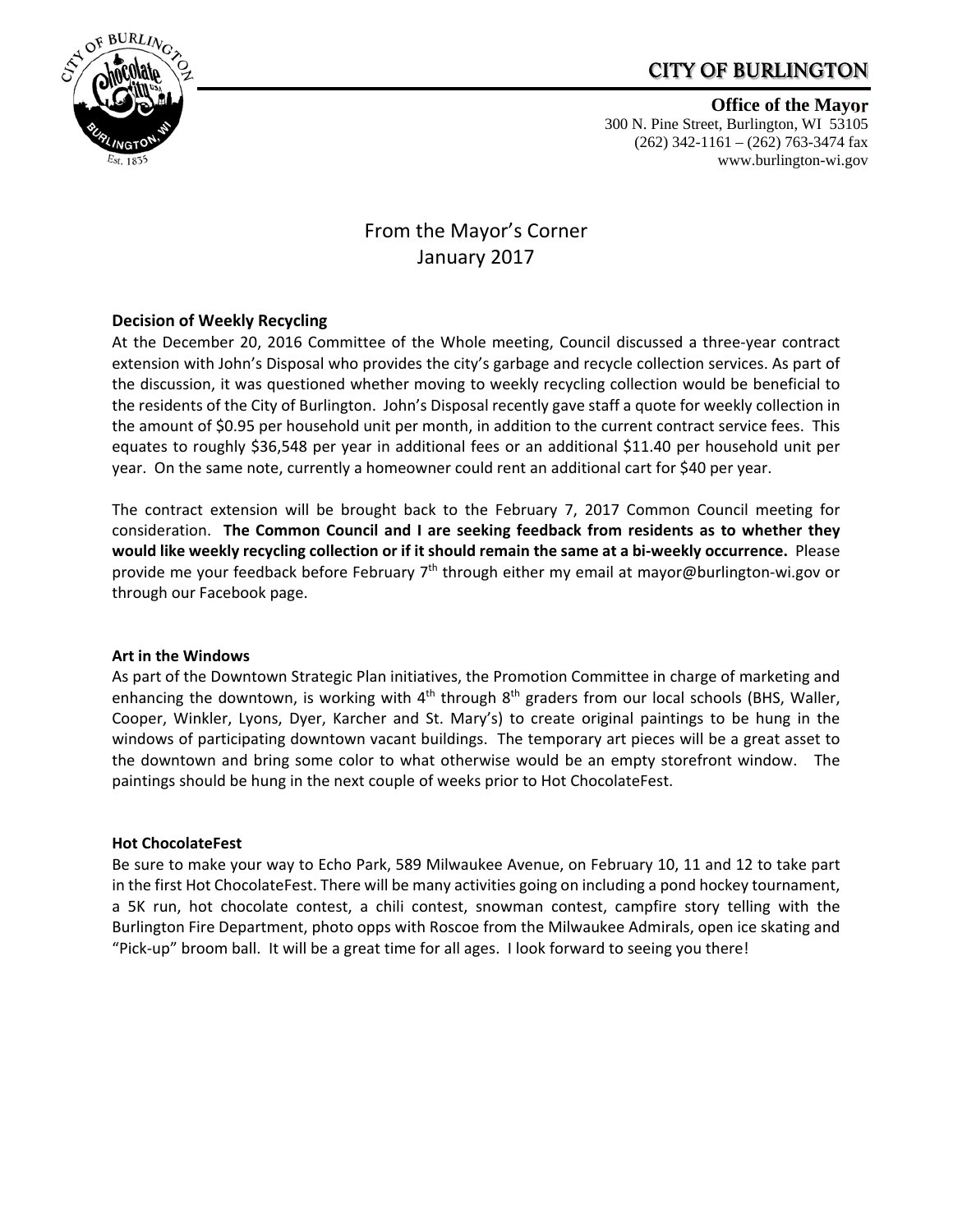# CITY OF BURLINGTON

**Office of the Mayor**
300 N. Pine Street, Burlington, WI 53105
(262) 342-1161 – (262) 763-3474 fax
www.burlington-wi.gov

## From the Mayor's Corner
## January 2017

### Decision of Weekly Recycling

At the December 20, 2016 Committee of the Whole meeting, Council discussed a three-year contract extension with John's Disposal who provides the city's garbage and recycle collection services. As part of the discussion, it was questioned whether moving to weekly recycling collection would be beneficial to the residents of the City of Burlington. John's Disposal recently gave staff a quote for weekly collection in the amount of $0.95 per household unit per month, in addition to the current contract service fees. This equates to roughly $36,548 per year in additional fees or an additional $11.40 per household unit per year. On the same note, currently a homeowner could rent an additional cart for $40 per year.

The contract extension will be brought back to the February 7, 2017 Common Council meeting for consideration. **The Common Council and I are seeking feedback from residents as to whether they would like weekly recycling collection or if it should remain the same at a bi-weekly occurrence.** Please provide me your feedback before February 7th through either my email at mayor@burlington-wi.gov or through our Facebook page.

### Art in the Windows

As part of the Downtown Strategic Plan initiatives, the Promotion Committee in charge of marketing and enhancing the downtown, is working with 4th through 8th graders from our local schools (BHS, Waller, Cooper, Winkler, Lyons, Dyer, Karcher and St. Mary's) to create original paintings to be hung in the windows of participating downtown vacant buildings. The temporary art pieces will be a great asset to the downtown and bring some color to what otherwise would be an empty storefront window. The paintings should be hung in the next couple of weeks prior to Hot ChocolateFest.

### Hot ChocolateFest

Be sure to make your way to Echo Park, 589 Milwaukee Avenue, on February 10, 11 and 12 to take part in the first Hot ChocolateFest. There will be many activities going on including a pond hockey tournament, a 5K run, hot chocolate contest, a chili contest, snowman contest, campfire story telling with the Burlington Fire Department, photo opps with Roscoe from the Milwaukee Admirals, open ice skating and "Pick-up" broom ball. It will be a great time for all ages. I look forward to seeing you there!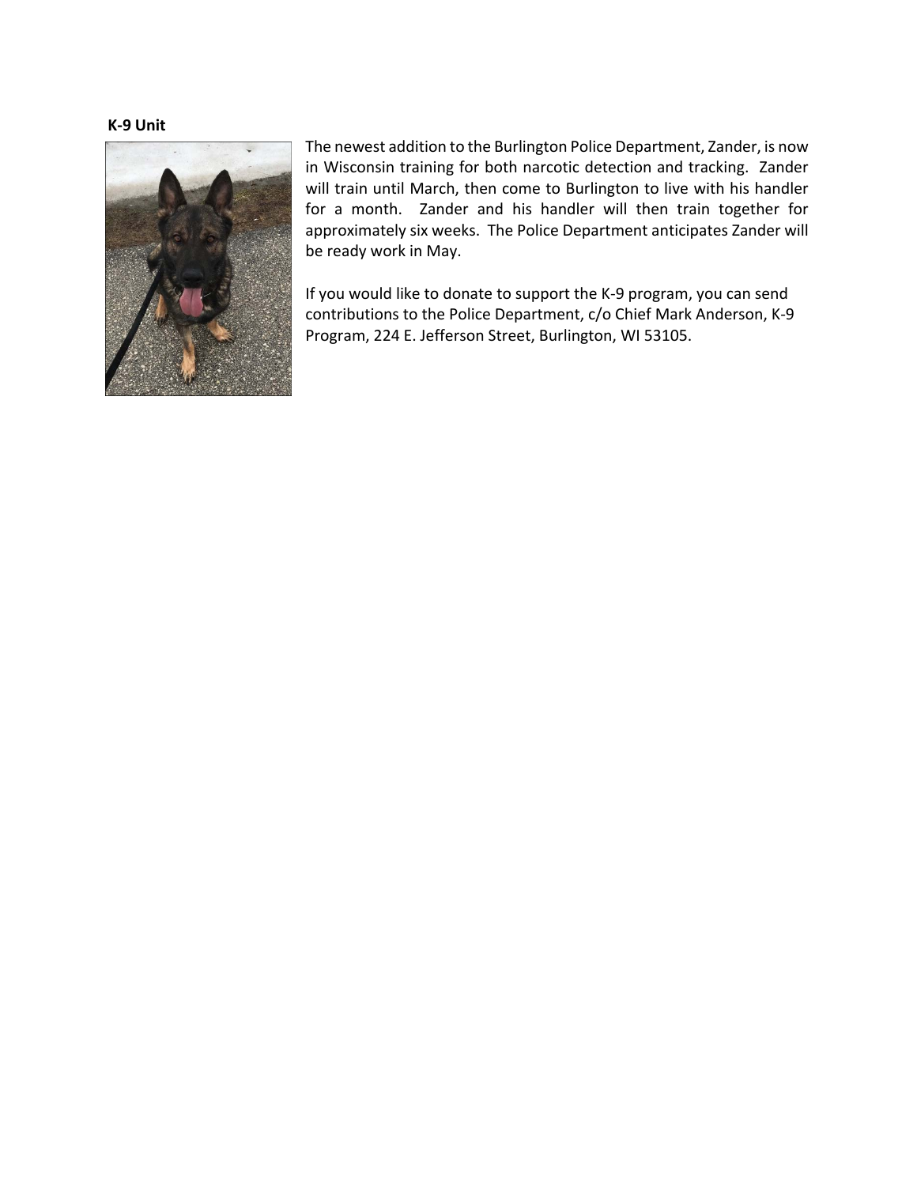**K-9 Unit**

The newest addition to the Burlington Police Department, Zander, is now in Wisconsin training for both narcotic detection and tracking. Zander will train until March, then come to Burlington to live with his handler for a month. Zander and his handler will then train together for approximately six weeks. The Police Department anticipates Zander will be ready work in May.

If you would like to donate to support the K-9 program, you can send contributions to the Police Department, c/o Chief Mark Anderson, K-9 Program, 224 E. Jefferson Street, Burlington, WI 53105.